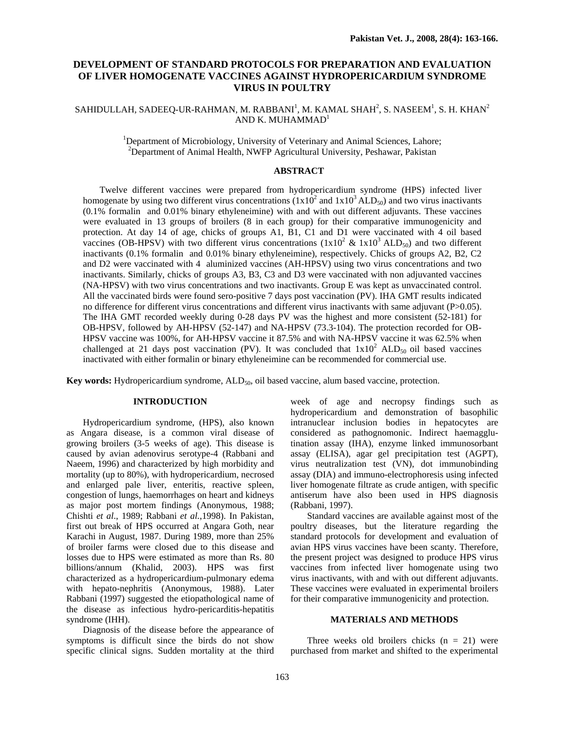# DEVELOPMENT OF STANDARD PROTOCOLS FOR PREPARATION AND EVALUATION OF LIVER HOMOGENATE VACCINES AGAINST HYDROPERICARDIUM SYNDROME VIRUS IN POULTRY

SAHIDULLAH, SADEEQ-UR-RAHMAN, M. RABBANI[1], M. KAMAL SHAH[2], S. NASEEM[1], S. H. KHAN[2] AND K. MUHAMMAD[1]

[1]Department of Microbiology, University of Veterinary and Animal Sciences, Lahore;
[2]Department of Animal Health, NWFP Agricultural University, Peshawar, Pakistan

## ABSTRACT

Twelve different vaccines were prepared from hydropericardium syndrome (HPS) infected liver homogenate by using two different virus concentrations ($1x10^2$ and $1x10^3$ $ALD_{50}$) and two virus inactivants (0.1% formalin and 0.01% binary ethyleneimine) with and with out different adjuvants. These vaccines were evaluated in 13 groups of broilers (8 in each group) for their comparative immunogenicity and protection. At day 14 of age, chicks of groups A1, B1, C1 and D1 were vaccinated with 4 oil based vaccines (OB-HPSV) with two different virus concentrations ($1x10^2$ & $1x10^3$ $ALD_{50}$) and two different inactivants (0.1% formalin and 0.01% binary ethyleneimine), respectively. Chicks of groups A2, B2, C2 and D2 were vaccinated with 4 aluminized vaccines (AH-HPSV) using two virus concentrations and two inactivants. Similarly, chicks of groups A3, B3, C3 and D3 were vaccinated with non adjuvanted vaccines (NA-HPSV) with two virus concentrations and two inactivants. Group E was kept as unvaccinated control. All the vaccinated birds were found sero-positive 7 days post vaccination (PV). IHA GMT results indicated no difference for different virus concentrations and different virus inactivants with same adjuvant ($P>0.05$). The IHA GMT recorded weekly during 0-28 days PV was the highest and more consistent (52-181) for OB-HPSV, followed by AH-HPSV (52-147) and NA-HPSV (73.3-104). The protection recorded for OB-HPSV vaccine was 100%, for AH-HPSV vaccine it 87.5% and with NA-HPSV vaccine it was 62.5% when challenged at 21 days post vaccination (PV). It was concluded that $1x10^2$ $ALD_{50}$ oil based vaccines inactivated with either formalin or binary ethyleneimine can be recommended for commercial use.

**Key words:** Hydropericardium syndrome, $ALD_{50}$, oil based vaccine, alum based vaccine, protection.

## INTRODUCTION

Hydropericardium syndrome, (HPS), also known as Angara disease, is a common viral disease of growing broilers (3-5 weeks of age). This disease is caused by avian adenovirus serotype-4 (Rabbani and Naeem, 1996) and characterized by high morbidity and mortality (up to 80%), with hydropericardium, necrosed and enlarged pale liver, enteritis, reactive spleen, congestion of lungs, haemorrhages on heart and kidneys as major post mortem findings (Anonymous, 1988; Chishti *et al*., 1989; Rabbani *et al.*,1998). In Pakistan, first out break of HPS occurred at Angara Goth, near Karachi in August, 1987. During 1989, more than 25% of broiler farms were closed due to this disease and losses due to HPS were estimated as more than Rs. 80 billions/annum (Khalid, 2003). HPS was first characterized as a hydropericardium-pulmonary edema with hepato-nephritis (Anonymous, 1988). Later Rabbani (1997) suggested the etiopathological name of the disease as infectious hydro-pericarditis-hepatitis syndrome (IHH).

Diagnosis of the disease before the appearance of symptoms is difficult since the birds do not show specific clinical signs. Sudden mortality at the third week of age and necropsy findings such as hydropericardium and demonstration of basophilic intranuclear inclusion bodies in hepatocytes are considered as pathognomonic. Indirect haemagglutination assay (IHA), enzyme linked immunosorbant assay (ELISA), agar gel precipitation test (AGPT), virus neutralization test (VN), dot immunobinding assay (DIA) and immuno-electrophoresis using infected liver homogenate filtrate as crude antigen, with specific antiserum have also been used in HPS diagnosis (Rabbani, 1997).

Standard vaccines are available against most of the poultry diseases, but the literature regarding the standard protocols for development and evaluation of avian HPS virus vaccines have been scanty. Therefore, the present project was designed to produce HPS virus vaccines from infected liver homogenate using two virus inactivants, with and with out different adjuvants. These vaccines were evaluated in experimental broilers for their comparative immunogenicity and protection.

## MATERIALS AND METHODS

Three weeks old broilers chicks (n = 21) were purchased from market and shifted to the experimental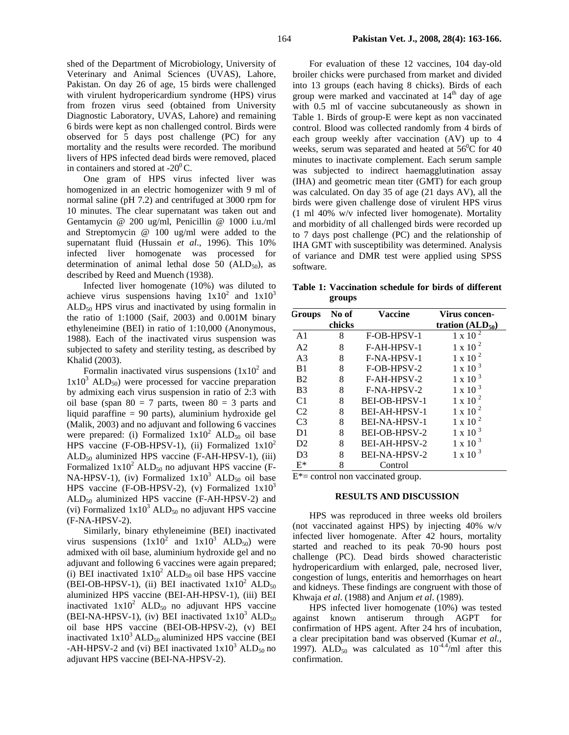shed of the Department of Microbiology, University of Veterinary and Animal Sciences (UVAS), Lahore, Pakistan. On day 26 of age, 15 birds were challenged with virulent hydropericardium syndrome (HPS) virus from frozen virus seed (obtained from University Diagnostic Laboratory, UVAS, Lahore) and remaining 6 birds were kept as non challenged control. Birds were observed for 5 days post challenge (PC) for any mortality and the results were recorded. The moribund livers of HPS infected dead birds were removed, placed in containers and stored at $-20^0$ C.

One gram of HPS virus infected liver was homogenized in an electric homogenizer with 9 ml of normal saline (pH 7.2) and centrifuged at 3000 rpm for 10 minutes. The clear supernatant was taken out and Gentamycin @ 200 ug/ml, Penicillin @ 1000 i.u./ml and Streptomycin @ 100 ug/ml were added to the supernatant fluid (Hussain *et al*., 1996). This 10% infected liver homogenate was processed for determination of animal lethal dose 50 ($ALD_{50}$), as described by Reed and Muench (1938).

Infected liver homogenate (10%) was diluted to achieve virus suspensions having $1x10^2$ and $1x10^3$ $ALD_{50}$ HPS virus and inactivated by using formalin in the ratio of 1:1000 (Saif, 2003) and 0.001M binary ethyleneimine (BEI) in ratio of 1:10,000 (Anonymous, 1988). Each of the inactivated virus suspension was subjected to safety and sterility testing, as described by Khalid (2003).

Formalin inactivated virus suspensions ($1x10^2$ and $1x10^3$ $ALD_{50}$) were processed for vaccine preparation by admixing each virus suspension in ratio of 2:3 with oil base (span 80 = 7 parts, tween 80 = 3 parts and liquid paraffine = 90 parts), aluminium hydroxide gel (Malik, 2003) and no adjuvant and following 6 vaccines were prepared: (i) Formalized $1x10^2$ $ALD_{50}$ oil base HPS vaccine (F-OB-HPSV-1), (ii) Formalized $1x10^2$ $ALD_{50}$ aluminized HPS vaccine (F-AH-HPSV-1), (iii) Formalized $1x10^2$ $ALD_{50}$ no adjuvant HPS vaccine (F-NA-HPSV-1), (iv) Formalized $1x10^3$ $ALD_{50}$ oil base HPS vaccine (F-OB-HPSV-2), (v) Formalized $1x10^3$ $ALD_{50}$ aluminized HPS vaccine (F-AH-HPSV-2) and (vi) Formalized $1x10^3$ $ALD_{50}$ no adjuvant HPS vaccine (F-NA-HPSV-2).

Similarly, binary ethyleneimine (BEI) inactivated virus suspensions ($1x10^2$ and $1x10^3$ $ALD_{50}$) were admixed with oil base, aluminium hydroxide gel and no adjuvant and following 6 vaccines were again prepared; (i) BEI inactivated $1x10^2$ $ALD_{50}$ oil base HPS vaccine (BEI-OB-HPSV-1), (ii) BEI inactivated $1x10^2$ $ALD_{50}$ aluminized HPS vaccine (BEI-AH-HPSV-1), (iii) BEI inactivated $1x10^2$ $ALD_{50}$ no adjuvant HPS vaccine (BEI-NA-HPSV-1), (iv) BEI inactivated $1x10^3$ $ALD_{50}$ oil base HPS vaccine (BEI-OB-HPSV-2), (v) BEI inactivated $1x10^3$ $ALD_{50}$ aluminized HPS vaccine (BEI -AH-HPSV-2 and (vi) BEI inactivated $1x10^3$ $ALD_{50}$ no adjuvant HPS vaccine (BEI-NA-HPSV-2).

For evaluation of these 12 vaccines, 104 day-old broiler chicks were purchased from market and divided into 13 groups (each having 8 chicks). Birds of each group were marked and vaccinated at 14th day of age with 0.5 ml of vaccine subcutaneously as shown in Table 1. Birds of group-E were kept as non vaccinated control. Blood was collected randomly from 4 birds of each group weekly after vaccination (AV) up to 4 weeks, serum was separated and heated at $56^0$C for 40 minutes to inactivate complement. Each serum sample was subjected to indirect haemagglutination assay (IHA) and geometric mean titer (GMT) for each group was calculated. On day 35 of age (21 days AV), all the birds were given challenge dose of virulent HPS virus (1 ml 40% w/v infected liver homogenate). Mortality and morbidity of all challenged birds were recorded up to 7 days post challenge (PC) and the relationship of IHA GMT with susceptibility was determined. Analysis of variance and DMR test were applied using SPSS software.

**Table 1: Vaccination schedule for birds of different groups**

| Groups | No of chicks | Vaccine | Virus concentration ($ALD_{50}$) |
|---|---|---|---|
| A1 | 8 | F-OB-HPSV-1 | $1 \times 10^2$ |
| A2 | 8 | F-AH-HPSV-1 | $1 \times 10^2$ |
| A3 | 8 | F-NA-HPSV-1 | $1 \times 10^2$ |
| B1 | 8 | F-OB-HPSV-2 | $1 \times 10^3$ |
| B2 | 8 | F-AH-HPSV-2 | $1 \times 10^3$ |
| B3 | 8 | F-NA-HPSV-2 | $1 \times 10^3$ |
| C1 | 8 | BEI-OB-HPSV-1 | $1 \times 10^2$ |
| C2 | 8 | BEI-AH-HPSV-1 | $1 \times 10^2$ |
| C3 | 8 | BEI-NA-HPSV-1 | $1 \times 10^2$ |
| D1 | 8 | BEI-OB-HPSV-2 | $1 \times 10^3$ |
| D2 | 8 | BEI-AH-HPSV-2 | $1 \times 10^3$ |
| D3 | 8 | BEI-NA-HPSV-2 | $1 \times 10^3$ |
| E* | 8 | Control | |

E*= control non vaccinated group.

## RESULTS AND DISCUSSION

HPS was reproduced in three weeks old broilers (not vaccinated against HPS) by injecting 40% w/v infected liver homogenate. After 42 hours, mortality started and reached to its peak 70-90 hours post challenge (PC). Dead birds showed characteristic hydropericardium with enlarged, pale, necrosed liver, congestion of lungs, enteritis and hemorrhages on heart and kidneys. These findings are congruent with those of Khwaja *et al*. (1988) and Anjum *et al*. (1989).

HPS infected liver homogenate (10%) was tested against known antiserum through AGPT for confirmation of HPS agent. After 24 hrs of incubation, a clear precipitation band was observed (Kumar *et al.,* 1997). $ALD_{50}$ was calculated as $10^{-4.4}$/ml after this confirmation.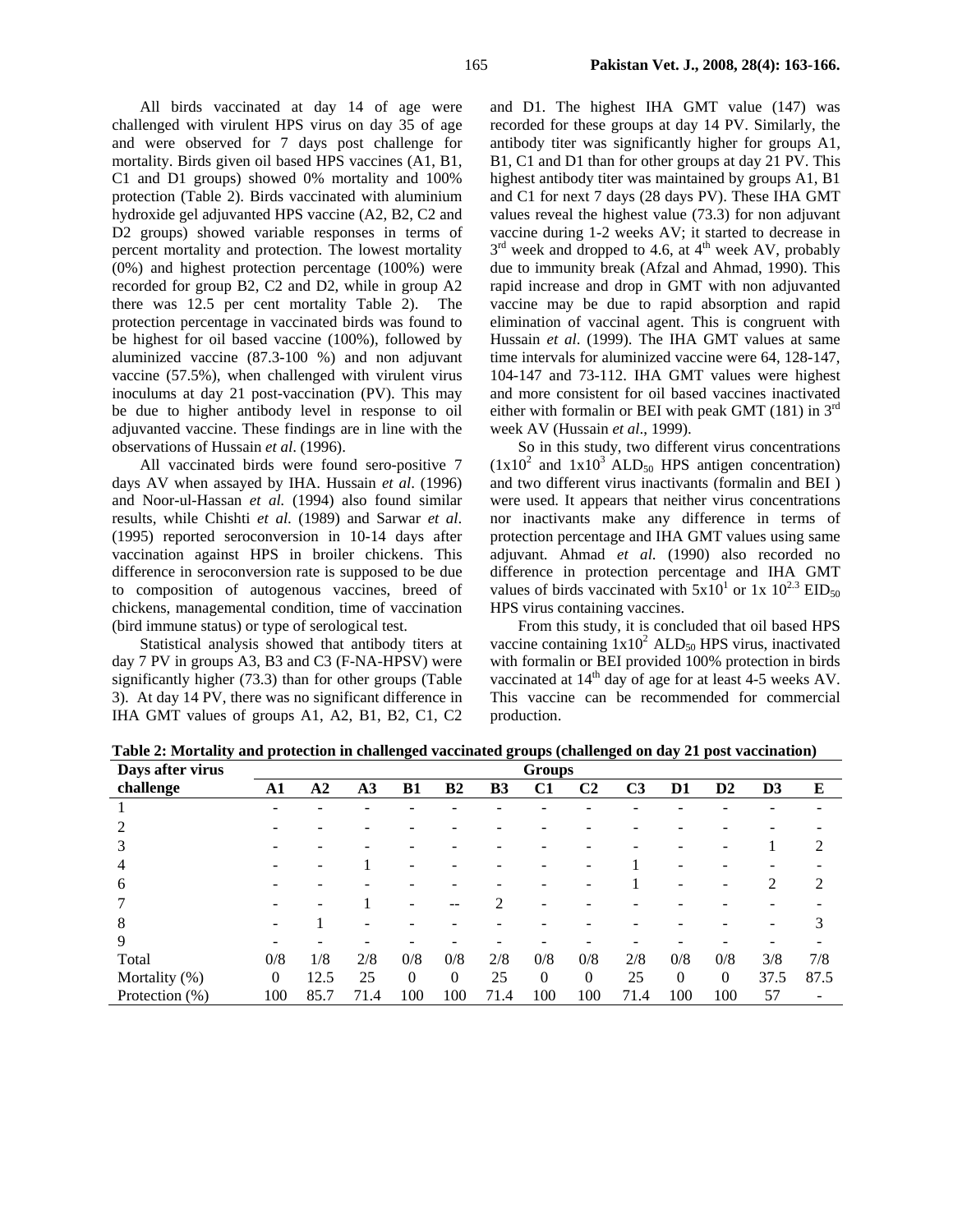All birds vaccinated at day 14 of age were challenged with virulent HPS virus on day 35 of age and were observed for 7 days post challenge for mortality. Birds given oil based HPS vaccines (A1, B1, C1 and D1 groups) showed 0% mortality and 100% protection (Table 2). Birds vaccinated with aluminium hydroxide gel adjuvanted HPS vaccine (A2, B2, C2 and D2 groups) showed variable responses in terms of percent mortality and protection. The lowest mortality (0%) and highest protection percentage (100%) were recorded for group B2, C2 and D2, while in group A2 there was 12.5 per cent mortality Table 2). The protection percentage in vaccinated birds was found to be highest for oil based vaccine (100%), followed by aluminized vaccine (87.3-100 %) and non adjuvant vaccine (57.5%), when challenged with virulent virus inoculums at day 21 post-vaccination (PV). This may be due to higher antibody level in response to oil adjuvanted vaccine. These findings are in line with the observations of Hussain *et al*. (1996).

All vaccinated birds were found sero-positive 7 days AV when assayed by IHA. Hussain *et al*. (1996) and Noor-ul-Hassan *et al.* (1994) also found similar results, while Chishti *et al.* (1989) and Sarwar *et al*. (1995) reported seroconversion in 10-14 days after vaccination against HPS in broiler chickens. This difference in seroconversion rate is supposed to be due to composition of autogenous vaccines, breed of chickens, managemental condition, time of vaccination (bird immune status) or type of serological test.

Statistical analysis showed that antibody titers at day 7 PV in groups A3, B3 and C3 (F-NA-HPSV) were significantly higher (73.3) than for other groups (Table 3). At day 14 PV, there was no significant difference in IHA GMT values of groups A1, A2, B1, B2, C1, C2 and D1. The highest IHA GMT value (147) was recorded for these groups at day 14 PV. Similarly, the antibody titer was significantly higher for groups A1, B1, C1 and D1 than for other groups at day 21 PV. This highest antibody titer was maintained by groups A1, B1 and C1 for next 7 days (28 days PV). These IHA GMT values reveal the highest value (73.3) for non adjuvant vaccine during 1-2 weeks AV; it started to decrease in 3rd week and dropped to 4.6, at 4th week AV, probably due to immunity break (Afzal and Ahmad, 1990). This rapid increase and drop in GMT with non adjuvanted vaccine may be due to rapid absorption and rapid elimination of vaccinal agent. This is congruent with Hussain *et al*. (1999). The IHA GMT values at same time intervals for aluminized vaccine were 64, 128-147, 104-147 and 73-112. IHA GMT values were highest and more consistent for oil based vaccines inactivated either with formalin or BEI with peak GMT (181) in 3rd week AV (Hussain *et al*., 1999).

So in this study, two different virus concentrations ($1x10^2$ and $1x10^3$ $ALD_{50}$ HPS antigen concentration) and two different virus inactivants (formalin and BEI ) were used. It appears that neither virus concentrations nor inactivants make any difference in terms of protection percentage and IHA GMT values using same adjuvant. Ahmad *et al.* (1990) also recorded no difference in protection percentage and IHA GMT values of birds vaccinated with $5x10^1$ or $1x\ 10^{2.3}$ $EID_{50}$ HPS virus containing vaccines.

From this study, it is concluded that oil based HPS vaccine containing $1x10^2$ $ALD_{50}$ HPS virus, inactivated with formalin or BEI provided 100% protection in birds vaccinated at 14th day of age for at least 4-5 weeks AV. This vaccine can be recommended for commercial production.

**Table 2: Mortality and protection in challenged vaccinated groups (challenged on day 21 post vaccination)**

| Days after virus challenge | Groups | | | | | | | | | | | | |
|---|---|---|---|---|---|---|---|---|---|---|---|---|---|
| | A1 | A2 | A3 | B1 | B2 | B3 | C1 | C2 | C3 | D1 | D2 | D3 | E |
| 1 | - | - | - | - | - | - | - | - | - | - | - | - | - |
| 2 | - | - | - | - | - | - | - | - | - | - | - | - | - |
| 3 | - | - | - | - | - | - | - | - | - | - | - | 1 | 2 |
| 4 | - | - | 1 | - | - | - | - | - | 1 | - | - | - | - |
| 6 | - | - | - | - | - | - | - | - | 1 | - | - | 2 | 2 |
| 7 | - | - | 1 | - | -- | 2 | - | - | - | - | - | - | - |
| 8 | - | 1 | - | - | - | - | - | - | - | - | - | - | 3 |
| 9 | - | - | - | - | - | - | - | - | - | - | - | - | - |
| Total | 0/8 | 1/8 | 2/8 | 0/8 | 0/8 | 2/8 | 0/8 | 0/8 | 2/8 | 0/8 | 0/8 | 3/8 | 7/8 |
| Mortality (%) | 0 | 12.5 | 25 | 0 | 0 | 25 | 0 | 0 | 25 | 0 | 0 | 37.5 | 87.5 |
| Protection (%) | 100 | 85.7 | 71.4 | 100 | 100 | 71.4 | 100 | 100 | 71.4 | 100 | 100 | 57 | - |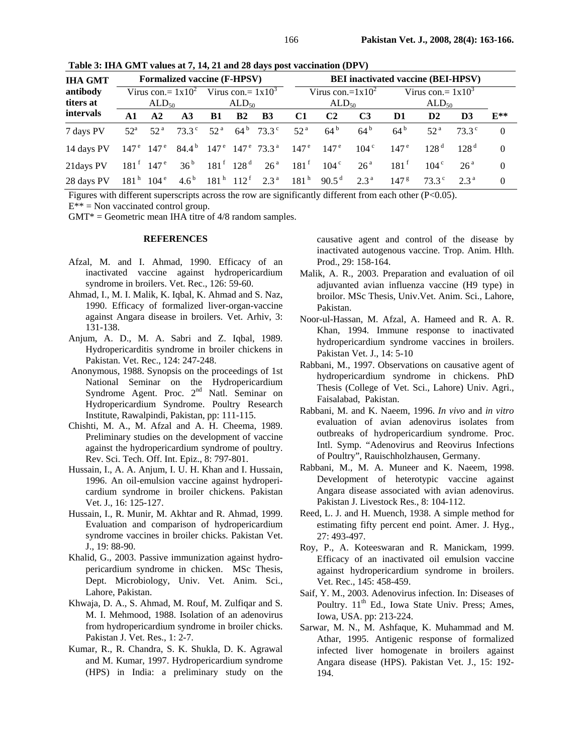**Table 3: IHA GMT values at 7, 14, 21 and 28 days post vaccination (DPV)**

| IHA GMT antibody titers at intervals | Formalized vaccine (F-HPSV) | | | | | | BEI inactivated vaccine (BEI-HPSV) | | | | | | |
|---|---|---|---|---|---|---|---|---|---|---|---|---|---|
| | Virus con.= $1x10^2$ $ALD_{50}$ | | | Virus con.= $1x10^3$ $ALD_{50}$ | | | Virus con.=$1x10^2$ $ALD_{50}$ | | | Virus con.= $1x10^3$ $ALD_{50}$ | | | |
| | A1 | A2 | A3 | B1 | B2 | B3 | C1 | C2 | C3 | D1 | D2 | D3 | E** |
| 7 days PV | $52^a$ | $52^a$ | $73.3^c$ | $52^a$ | $64^b$ | $73.3^c$ | $52^a$ | $64^b$ | $64^b$ | $64^b$ | $52^a$ | $73.3^c$ | 0 |
| 14 days PV | $147^e$ | $147^e$ | $84.4^b$ | $147^e$ | $147^e$ | $73.3^a$ | $147^e$ | $147^e$ | $104^c$ | $147^e$ | $128^d$ | $128^d$ | 0 |
| 21days PV | $181^f$ | $147^e$ | $36^b$ | $181^f$ | $128^d$ | $26^a$ | $181^f$ | $104^c$ | $26^a$ | $181^f$ | $104^c$ | $26^a$ | 0 |
| 28 days PV | $181^h$ | $104^e$ | $4.6^b$ | $181^h$ | $112^f$ | $2.3^a$ | $181^h$ | $90.5^d$ | $2.3^a$ | $147^g$ | $73.3^c$ | $2.3^a$ | 0 |

Figures with different superscripts across the row are significantly different from each other (P<0.05).
E** = Non vaccinated control group.
GMT* = Geometric mean IHA titre of 4/8 random samples.

## REFERENCES

Afzal, M. and I. Ahmad, 1990. Efficacy of an inactivated vaccine against hydropericardium syndrome in broilers. Vet. Rec., 126: 59-60.

Ahmad, I., M. I. Malik, K. Iqbal, K. Ahmad and S. Naz, 1990. Efficacy of formalized liver-organ-vaccine against Angara disease in broilers. Vet. Arhiv, 3: 131-138.

Anjum, A. D., M. A. Sabri and Z. Iqbal, 1989. Hydropericarditis syndrome in broiler chickens in Pakistan. Vet. Rec., 124: 247-248.

Anonymous, 1988. Synopsis on the proceedings of 1st National Seminar on the Hydropericardium Syndrome Agent. Proc. 2nd Natl. Seminar on Hydropericardium Syndrome. Poultry Research Institute, Rawalpindi, Pakistan, pp: 111-115.

Chishti, M. A., M. Afzal and A. H. Cheema, 1989. Preliminary studies on the development of vaccine against the hydropericardium syndrome of poultry. Rev. Sci. Tech. Off. Int. Epiz., 8: 797-801.

Hussain, I., A. A. Anjum, I. U. H. Khan and I. Hussain, 1996. An oil-emulsion vaccine against hydropericardium syndrome in broiler chickens. Pakistan Vet. J., 16: 125-127.

Hussain, I., R. Munir, M. Akhtar and R. Ahmad, 1999. Evaluation and comparison of hydropericardium syndrome vaccines in broiler chicks. Pakistan Vet. J., 19: 88-90.

Khalid, G., 2003. Passive immunization against hydropericardium syndrome in chicken. MSc Thesis, Dept. Microbiology, Univ. Vet. Anim. Sci., Lahore, Pakistan.

Khwaja, D. A., S. Ahmad, M. Rouf, M. Zulfiqar and S. M. I. Mehmood, 1988. Isolation of an adenovirus from hydropericardium syndrome in broiler chicks. Pakistan J. Vet. Res., 1: 2-7.

Kumar, R., R. Chandra, S. K. Shukla, D. K. Agrawal and M. Kumar, 1997. Hydropericardium syndrome (HPS) in India: a preliminary study on the causative agent and control of the disease by inactivated autogenous vaccine. Trop. Anim. Hlth. Prod., 29: 158-164.

Malik, A. R., 2003. Preparation and evaluation of oil adjuvanted avian influenza vaccine (H9 type) in broilor. MSc Thesis, Univ.Vet. Anim. Sci., Lahore, Pakistan.

Noor-ul-Hassan, M. Afzal, A. Hameed and R. A. R. Khan, 1994. Immune response to inactivated hydropericardium syndrome vaccines in broilers. Pakistan Vet. J., 14: 5-10

Rabbani, M., 1997. Observations on causative agent of hydropericardium syndrome in chickens. PhD Thesis (College of Vet. Sci., Lahore) Univ. Agri., Faisalabad, Pakistan.

Rabbani, M. and K. Naeem, 1996. *In vivo* and *in vitro* evaluation of avian adenovirus isolates from outbreaks of hydropericardium syndrome. Proc. Intl. Symp. "Adenovirus and Reovirus Infections of Poultry", Rauischholzhausen, Germany.

Rabbani, M., M. A. Muneer and K. Naeem, 1998. Development of heterotypic vaccine against Angara disease associated with avian adenovirus. Pakistan J. Livestock Res., 8: 104-112.

Reed, L. J. and H. Muench, 1938. A simple method for estimating fifty percent end point. Amer. J. Hyg., 27: 493-497.

Roy, P., A. Koteeswaran and R. Manickam, 1999. Efficacy of an inactivated oil emulsion vaccine against hydropericardium syndrome in broilers. Vet. Rec., 145: 458-459.

Saif, Y. M., 2003. Adenovirus infection. In: Diseases of Poultry. 11th Ed., Iowa State Univ. Press; Ames, Iowa, USA. pp: 213-224.

Sarwar, M. N., M. Ashfaque, K. Muhammad and M. Athar, 1995. Antigenic response of formalized infected liver homogenate in broilers against Angara disease (HPS). Pakistan Vet. J., 15: 192-194.